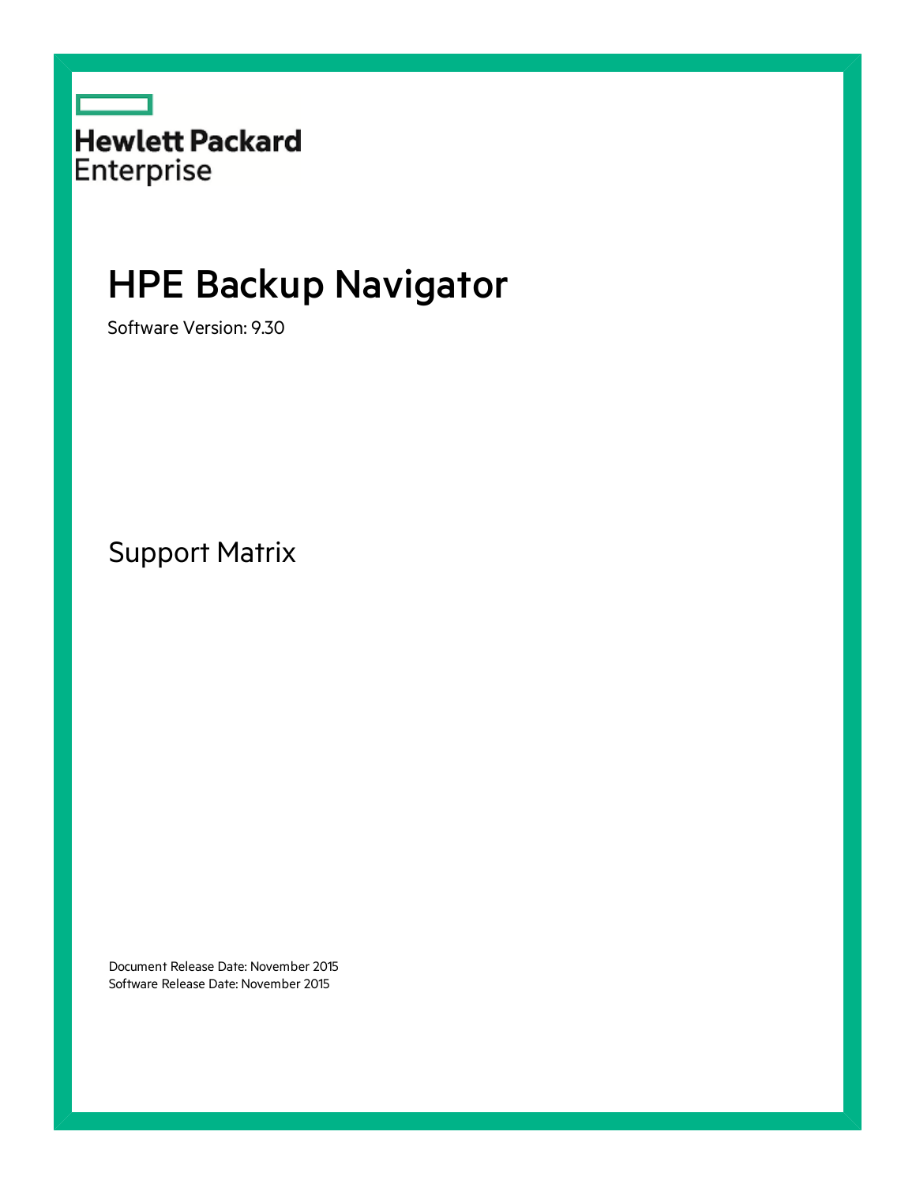Hewlett Packard Enterprise

# HPE Backup Navigator

Software Version: 9.30

## Support Matrix

Document Release Date: November 2015
Software Release Date: November 2015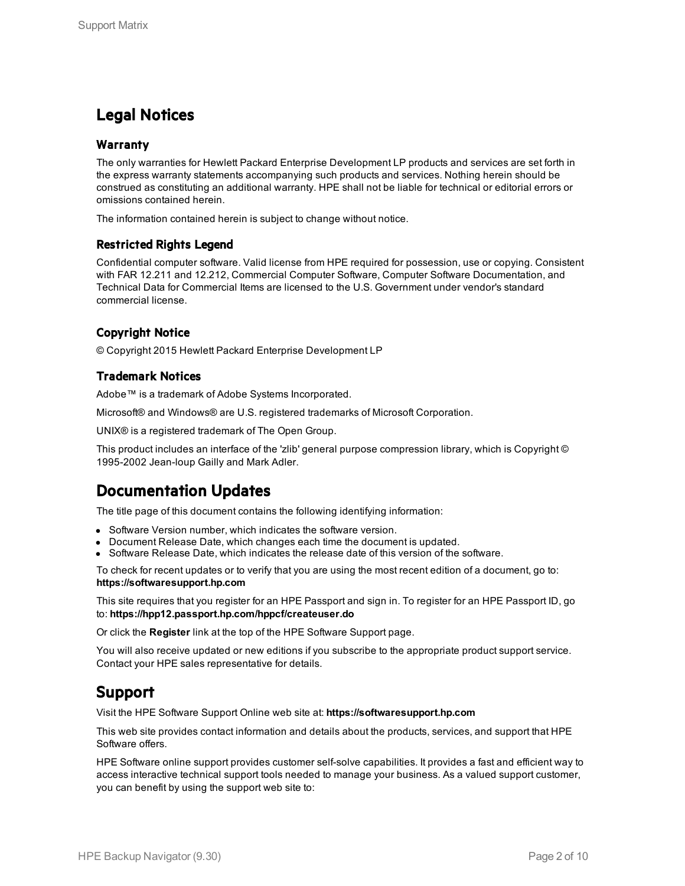## Legal Notices

### Warranty

The only warranties for Hewlett Packard Enterprise Development LP products and services are set forth in the express warranty statements accompanying such products and services. Nothing herein should be construed as constituting an additional warranty. HPE shall not be liable for technical or editorial errors or omissions contained herein.

The information contained herein is subject to change without notice.

### Restricted Rights Legend

Confidential computer software. Valid license from HPE required for possession, use or copying. Consistent with FAR 12.211 and 12.212, Commercial Computer Software, Computer Software Documentation, and Technical Data for Commercial Items are licensed to the U.S. Government under vendor's standard commercial license.

### Copyright Notice

© Copyright 2015 Hewlett Packard Enterprise Development LP

### Trademark Notices

Adobe™ is a trademark of Adobe Systems Incorporated.

Microsoft® and Windows® are U.S. registered trademarks of Microsoft Corporation.

UNIX® is a registered trademark of The Open Group.

This product includes an interface of the 'zlib' general purpose compression library, which is Copyright © 1995-2002 Jean-loup Gailly and Mark Adler.

## Documentation Updates

The title page of this document contains the following identifying information:

- Software Version number, which indicates the software version.
- Document Release Date, which changes each time the document is updated.
- Software Release Date, which indicates the release date of this version of the software.

To check for recent updates or to verify that you are using the most recent edition of a document, go to: **https://softwaresupport.hp.com**

This site requires that you register for an HPE Passport and sign in. To register for an HPE Passport ID, go to: **https://hpp12.passport.hp.com/hppcf/createuser.do**

Or click the **Register** link at the top of the HPE Software Support page.

You will also receive updated or new editions if you subscribe to the appropriate product support service. Contact your HPE sales representative for details.

## Support

Visit the HPE Software Support Online web site at: **https://softwaresupport.hp.com**

This web site provides contact information and details about the products, services, and support that HPE Software offers.

HPE Software online support provides customer self-solve capabilities. It provides a fast and efficient way to access interactive technical support tools needed to manage your business. As a valued support customer, you can benefit by using the support web site to: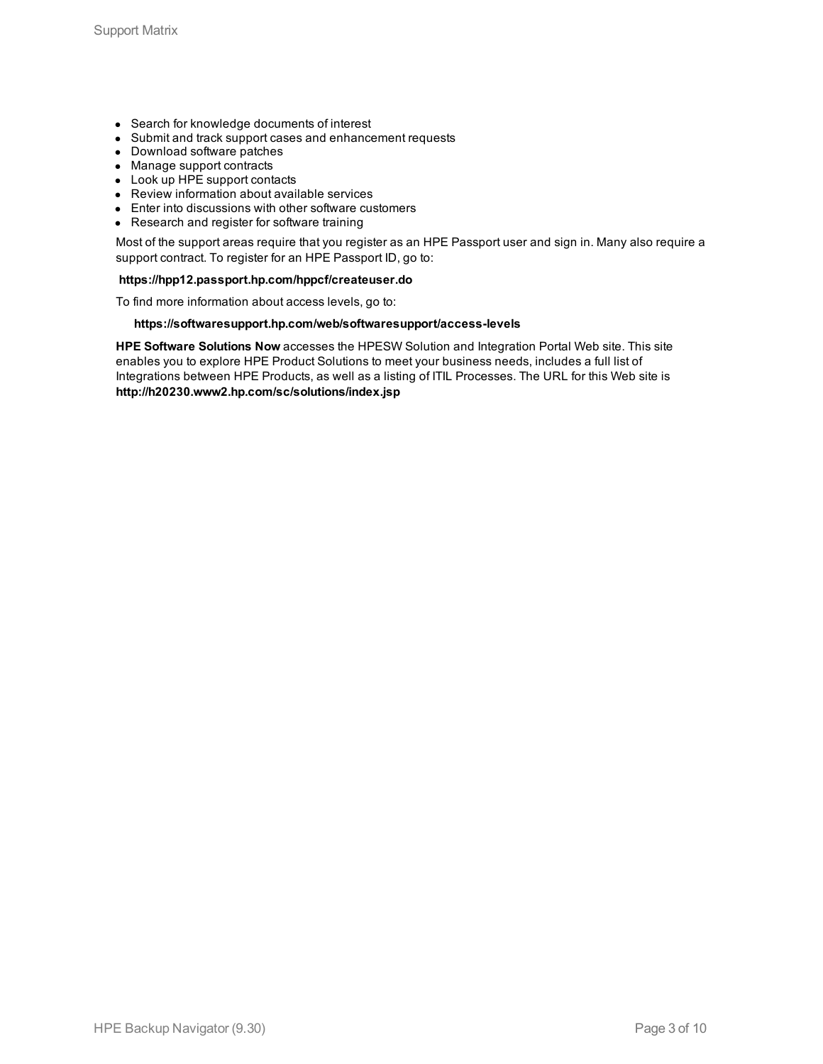- Search for knowledge documents of interest
- Submit and track support cases and enhancement requests
- Download software patches
- Manage support contracts
- Look up HPE support contacts
- Review information about available services
- Enter into discussions with other software customers
- Research and register for software training

Most of the support areas require that you register as an HPE Passport user and sign in. Many also require a support contract. To register for an HPE Passport ID, go to:

**https://hpp12.passport.hp.com/hppcf/createuser.do**

To find more information about access levels, go to:

**https://softwaresupport.hp.com/web/softwaresupport/access-levels**

**HPE Software Solutions Now** accesses the HPESW Solution and Integration Portal Web site. This site enables you to explore HPE Product Solutions to meet your business needs, includes a full list of Integrations between HPE Products, as well as a listing of ITIL Processes. The URL for this Web site is **http://h20230.www2.hp.com/sc/solutions/index.jsp**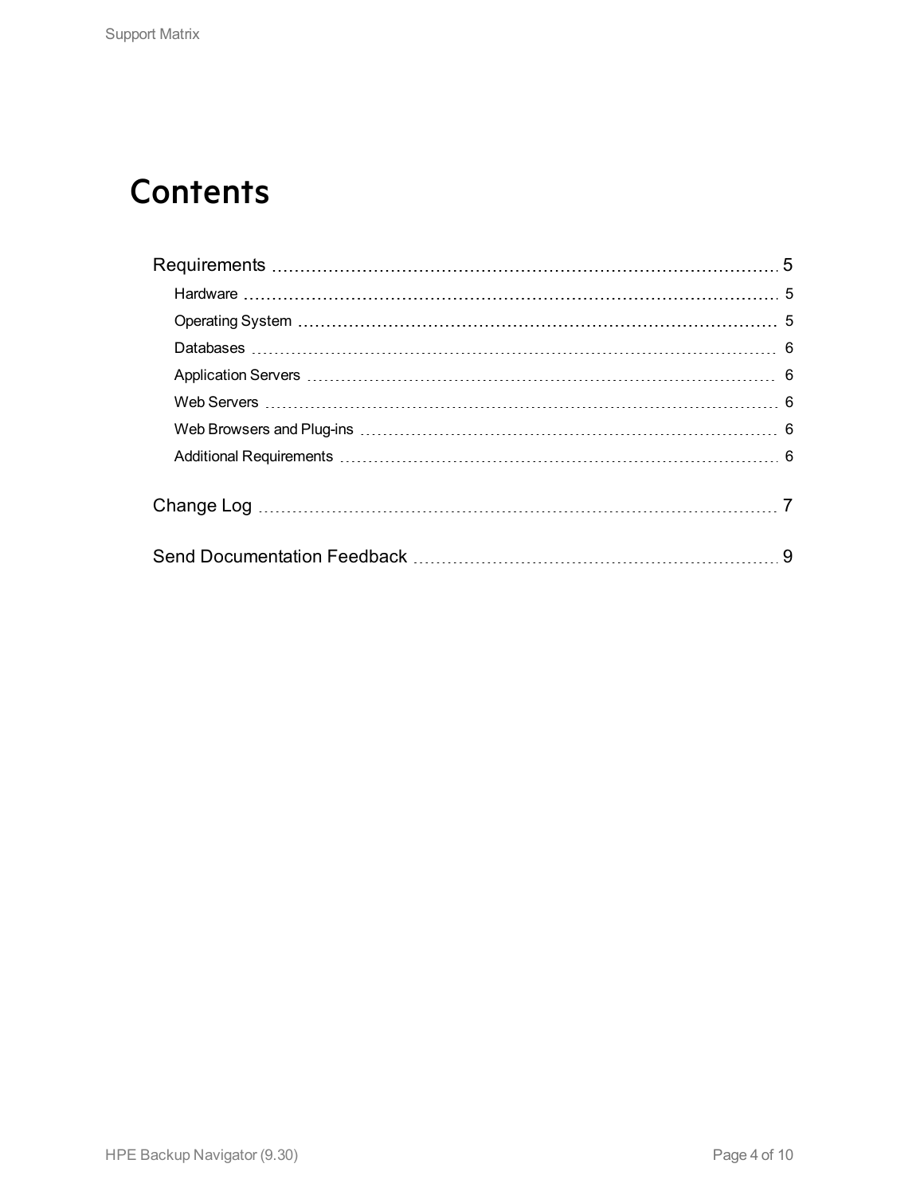# Contents

- Requirements 5
  - Hardware 5
  - Operating System 5
  - Databases 6
  - Application Servers 6
  - Web Servers 6
  - Web Browsers and Plug-ins 6
  - Additional Requirements 6
- Change Log 7
- Send Documentation Feedback 9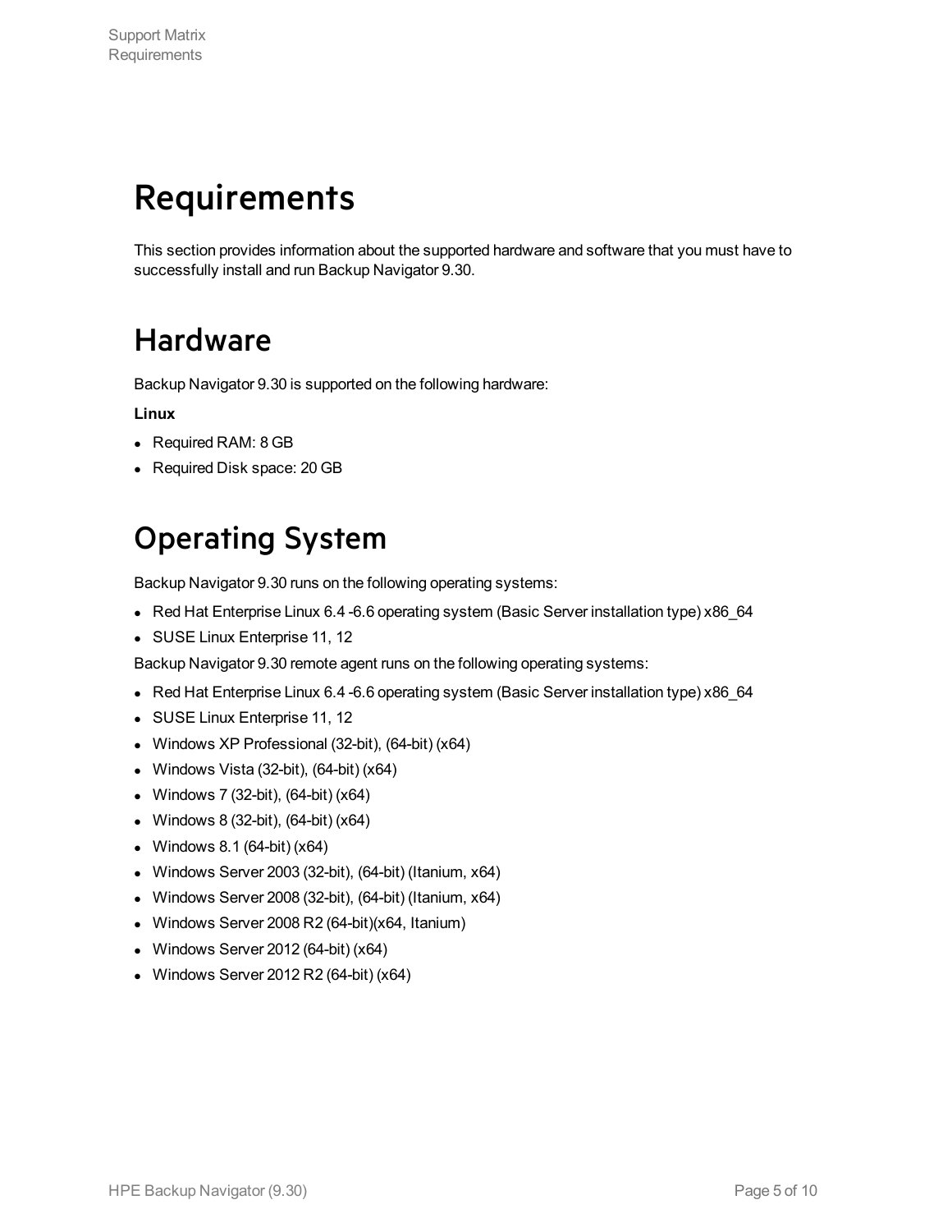# Requirements

This section provides information about the supported hardware and software that you must have to successfully install and run Backup Navigator 9.30.

# Hardware

Backup Navigator 9.30 is supported on the following hardware:

**Linux**

- Required RAM: 8 GB
- Required Disk space: 20 GB

# Operating System

Backup Navigator 9.30 runs on the following operating systems:

- Red Hat Enterprise Linux 6.4 -6.6 operating system (Basic Server installation type) x86_64
- SUSE Linux Enterprise 11, 12

Backup Navigator 9.30 remote agent runs on the following operating systems:

- Red Hat Enterprise Linux 6.4 -6.6 operating system (Basic Server installation type) x86_64
- SUSE Linux Enterprise 11, 12
- Windows XP Professional (32-bit), (64-bit) (x64)
- Windows Vista (32-bit), (64-bit) (x64)
- Windows 7 (32-bit), (64-bit) (x64)
- Windows 8 (32-bit), (64-bit) (x64)
- Windows 8.1 (64-bit) (x64)
- Windows Server 2003 (32-bit), (64-bit) (Itanium, x64)
- Windows Server 2008 (32-bit), (64-bit) (Itanium, x64)
- Windows Server 2008 R2 (64-bit)(x64, Itanium)
- Windows Server 2012 (64-bit) (x64)
- Windows Server 2012 R2 (64-bit) (x64)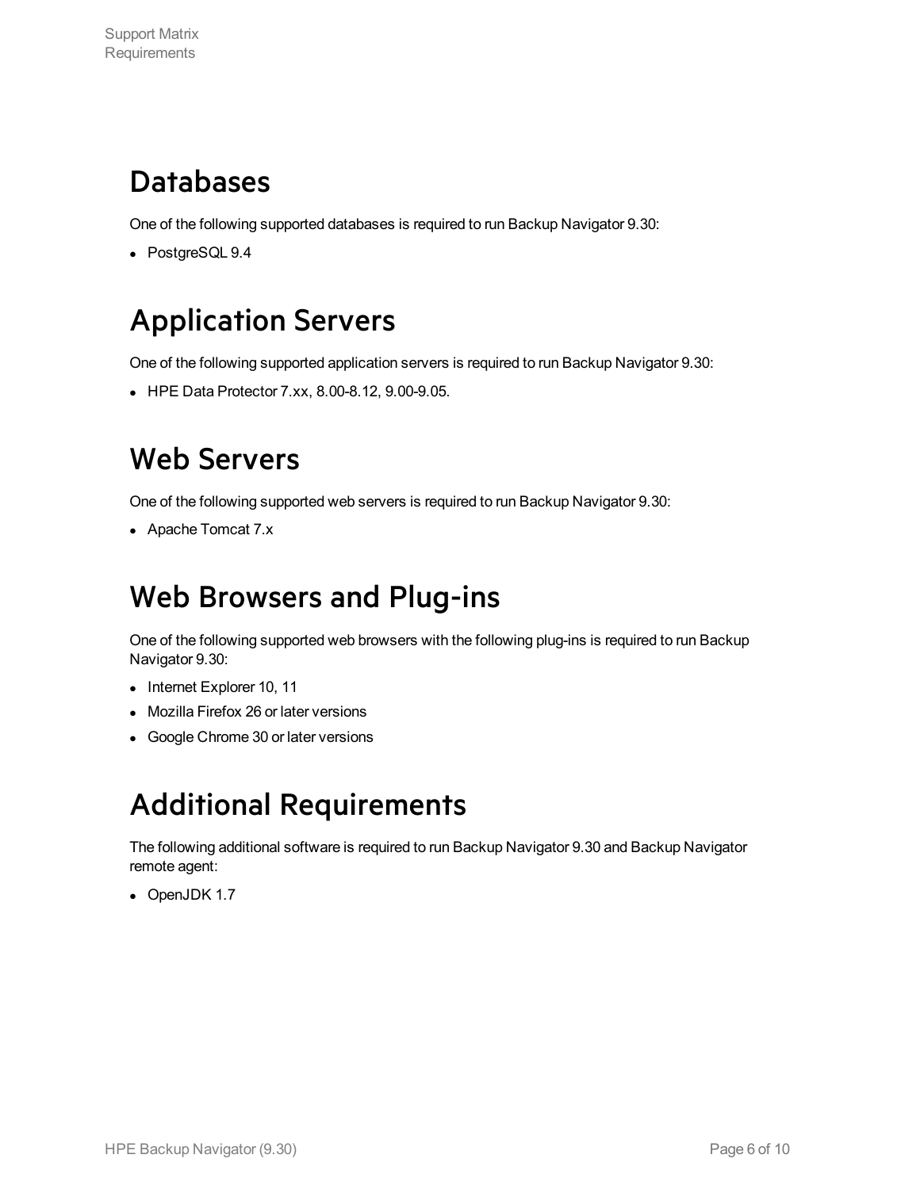## Databases

One of the following supported databases is required to run Backup Navigator 9.30:

- PostgreSQL 9.4

## Application Servers

One of the following supported application servers is required to run Backup Navigator 9.30:

- HPE Data Protector 7.xx, 8.00-8.12, 9.00-9.05.

## Web Servers

One of the following supported web servers is required to run Backup Navigator 9.30:

- Apache Tomcat 7.x

## Web Browsers and Plug-ins

One of the following supported web browsers with the following plug-ins is required to run Backup Navigator 9.30:

- Internet Explorer 10, 11
- Mozilla Firefox 26 or later versions
- Google Chrome 30 or later versions

## Additional Requirements

The following additional software is required to run Backup Navigator 9.30 and Backup Navigator remote agent:

- OpenJDK 1.7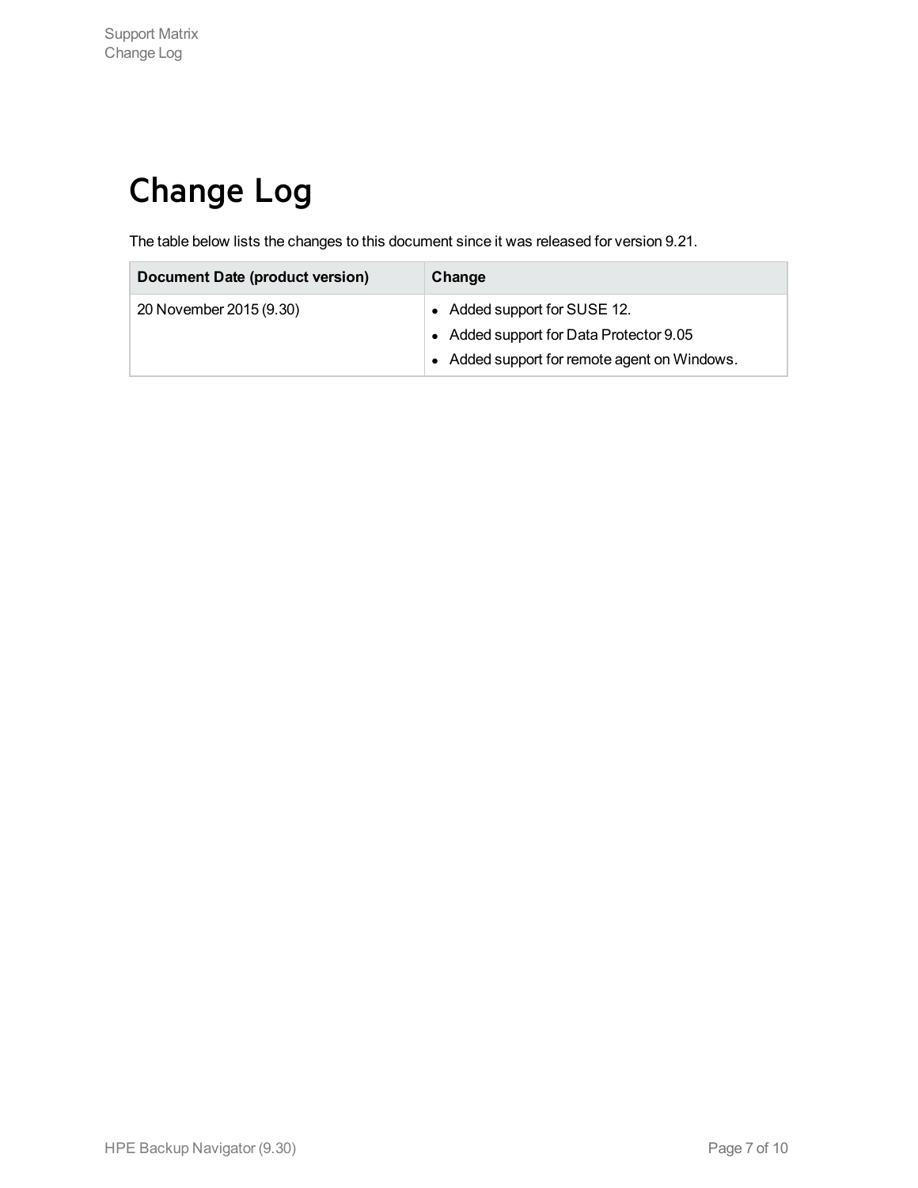# Change Log

The table below lists the changes to this document since it was released for version 9.21.

| Document Date (product version) | Change |
|---|---|
| 20 November 2015 (9.30) | • Added support for SUSE 12.<br>• Added support for Data Protector 9.05<br>• Added support for remote agent on Windows. |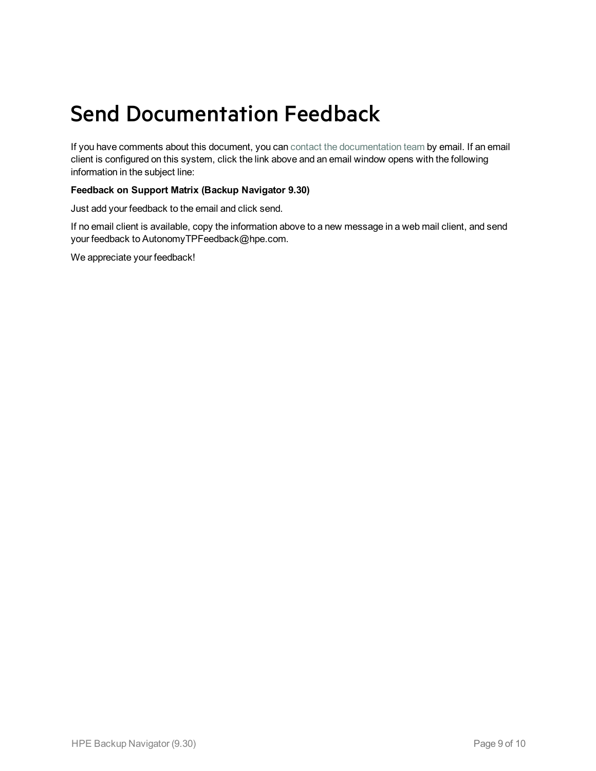# Send Documentation Feedback

If you have comments about this document, you can contact the documentation team by email. If an email client is configured on this system, click the link above and an email window opens with the following information in the subject line:

**Feedback on Support Matrix (Backup Navigator 9.30)**

Just add your feedback to the email and click send.

If no email client is available, copy the information above to a new message in a web mail client, and send your feedback to AutonomyTPFeedback@hpe.com.

We appreciate your feedback!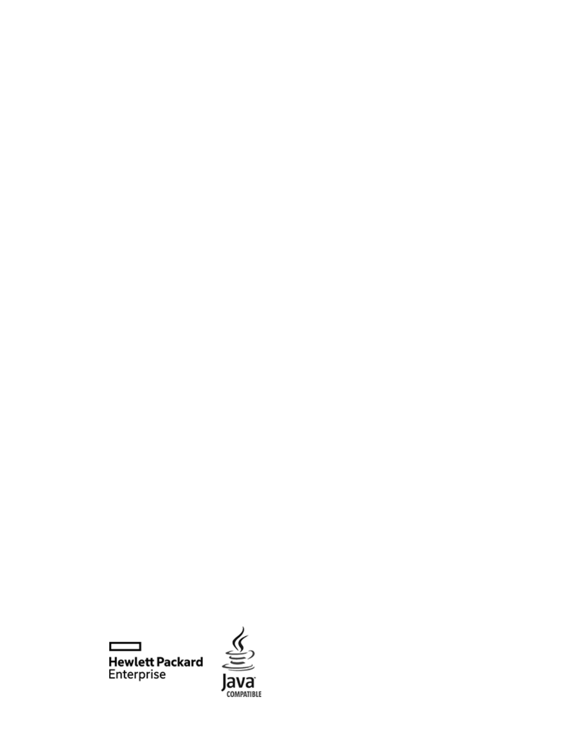Hewlett Packard Enterprise

Java COMPATIBLE